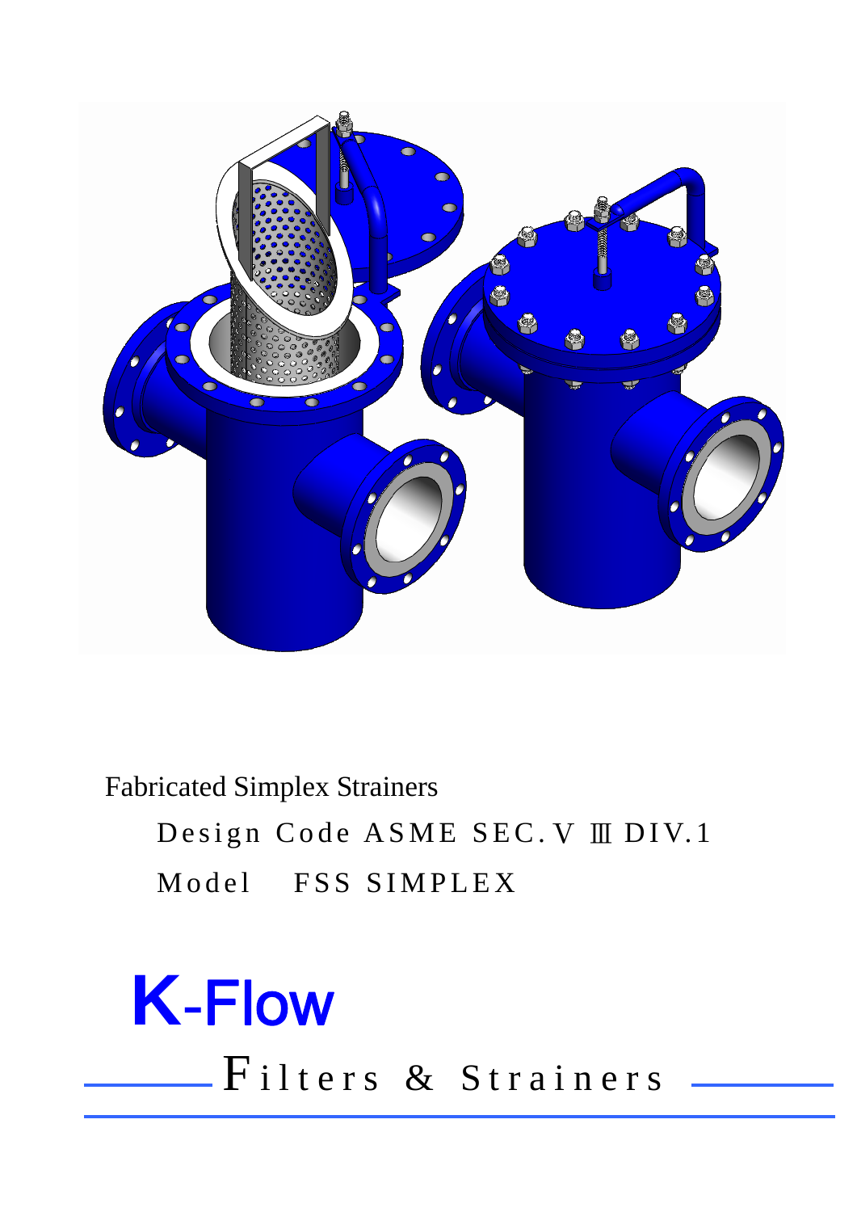Fabricated Simplex Strainers

Design Code ASME SEC.Ⅷ DIV.1

Model FSS SIMPLEX

# K-Flow

Filters & Strainers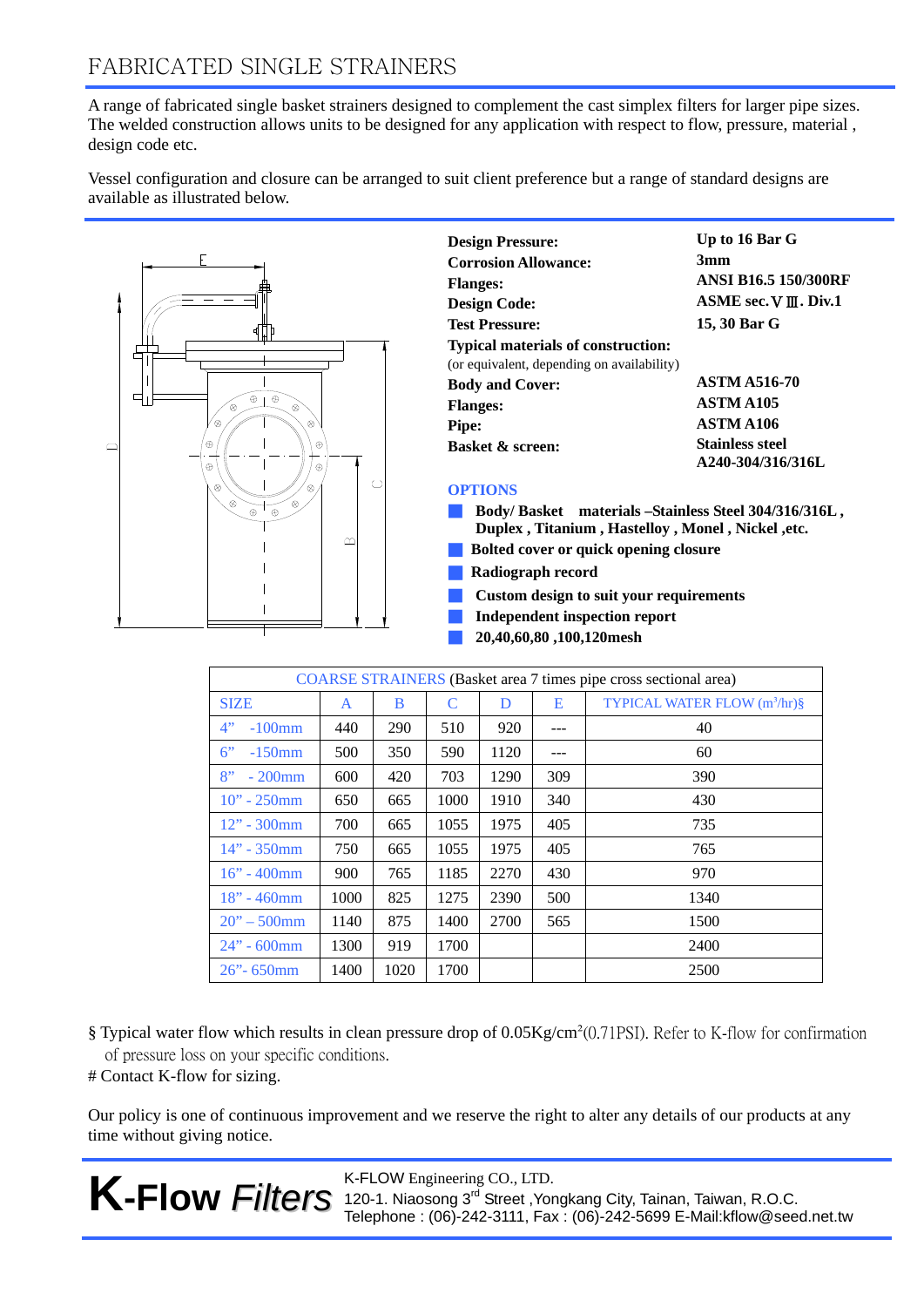# FABRICATED SINGLE STRAINERS

A range of fabricated single basket strainers designed to complement the cast simplex filters for larger pipe sizes. The welded construction allows units to be designed for any application with respect to flow, pressure, material , design code etc.

Vessel configuration and closure can be arranged to suit client preference but a range of standard designs are available as illustrated below.

| | |
|---|---|
| **Design Pressure:** | **Up to 16 Bar G** |
| **Corrosion Allowance:** | **3mm** |
| **Flanges:** | **ANSI B16.5 150/300RF** |
| **Design Code:** | **ASME sec.ⅤⅢ. Div.1** |
| **Test Pressure:** | **15, 30 Bar G** |
| **Typical materials of construction:** (or equivalent, depending on availability) | |
| **Body and Cover:** | **ASTM A516-70** |
| **Flanges:** | **ASTM A105** |
| **Pipe:** | **ASTM A106** |
| **Basket & screen:** | **Stainless steel A240-304/316/316L** |

## OPTIONS

- **Body/ Basket materials –Stainless Steel 304/316/316L , Duplex , Titanium , Hastelloy , Monel , Nickel ,etc.**
- **Bolted cover or quick opening closure**
- **Radiograph record**
- **Custom design to suit your requirements**
- **Independent inspection report**
- **20,40,60,80 ,100,120mesh**

| COARSE STRAINERS (Basket area 7 times pipe cross sectional area) | | | | | | |
|---|---|---|---|---|---|---|
| SIZE | A | B | C | D | E | TYPICAL WATER FLOW ($m^3$/hr)§ |
| 4" -100mm | 440 | 290 | 510 | 920 | --- | 40 |
| 6" -150mm | 500 | 350 | 590 | 1120 | --- | 60 |
| 8" - 200mm | 600 | 420 | 703 | 1290 | 309 | 390 |
| 10" - 250mm | 650 | 665 | 1000 | 1910 | 340 | 430 |
| 12" - 300mm | 700 | 665 | 1055 | 1975 | 405 | 735 |
| 14" - 350mm | 750 | 665 | 1055 | 1975 | 405 | 765 |
| 16" - 400mm | 900 | 765 | 1185 | 2270 | 430 | 970 |
| 18" - 460mm | 1000 | 825 | 1275 | 2390 | 500 | 1340 |
| 20" – 500mm | 1140 | 875 | 1400 | 2700 | 565 | 1500 |
| 24" - 600mm | 1300 | 919 | 1700 | | | 2400 |
| 26"- 650mm | 1400 | 1020 | 1700 | | | 2500 |

§ Typical water flow which results in clean pressure drop of 0.05Kg/$cm^2$(0.71PSI). Refer to K-flow for confirmation of pressure loss on your specific conditions.

# Contact K-flow for sizing.

Our policy is one of continuous improvement and we reserve the right to alter any details of our products at any time without giving notice.

**K-Flow Filters**

K-FLOW Engineering CO., LTD.
120-1. Niaosong 3rd Street ,Yongkang City, Tainan, Taiwan, R.O.C.
Telephone : (06)-242-3111, Fax : (06)-242-5699 E-Mail:kflow@seed.net.tw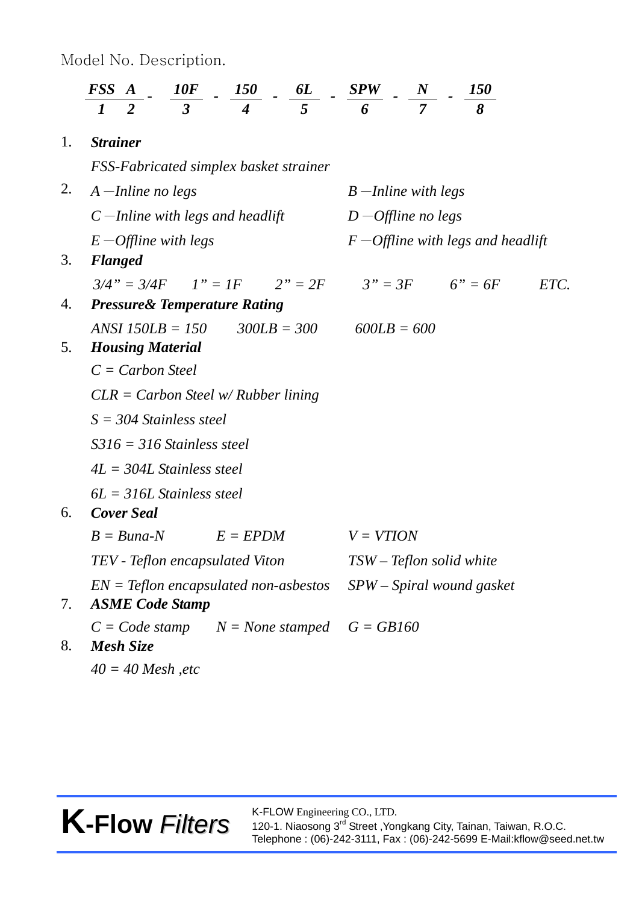Model No. Description.

| FSS | A | - | 10F | - | 150 | - | 6L | - | SPW | - | N | - | 150 |
|---|---|---|---|---|---|---|---|---|---|---|---|---|---|
| 1 | 2 | | 3 | | 4 | | 5 | | 6 | | 7 | | 8 |

1. ***Strainer***

   *FSS-Fabricated simplex basket strainer*

2. *A — Inline no legs*
   *B — Inline with legs*
   *C — Inline with legs and headlift*
   *D — Offline no legs*
   *E — Offline with legs*
   *F — Offline with legs and headlift*

3. ***Flanged***

   *3/4" = 3/4F    1" = 1F    2" = 2F    3" = 3F    6" = 6F    ETC.*

4. ***Pressure& Temperature Rating***

   *ANSI 150LB = 150    300LB = 300    600LB = 600*

5. ***Housing Material***

   *C = Carbon Steel*

   *CLR = Carbon Steel w/ Rubber lining*

   *S = 304 Stainless steel*

   *S316 = 316 Stainless steel*

   *4L = 304L Stainless steel*

   *6L = 316L Stainless steel*

6. ***Cover Seal***

   *B = Buna-N    E = EPDM    V = VTION*

   *TEV - Teflon encapsulated Viton    TSW – Teflon solid white*

   *EN = Teflon encapsulated non-asbestos    SPW – Spiral wound gasket*

7. ***ASME Code Stamp***

   *C = Code stamp    N = None stamped    G = GB160*

8. ***Mesh Size***

   *40 = 40 Mesh ,etc*

**K-Flow** *Filters*

K-FLOW Engineering CO., LTD.
120-1. Niaosong 3rd Street ,Yongkang City, Tainan, Taiwan, R.O.C.
Telephone : (06)-242-3111, Fax : (06)-242-5699 E-Mail:kflow@seed.net.tw